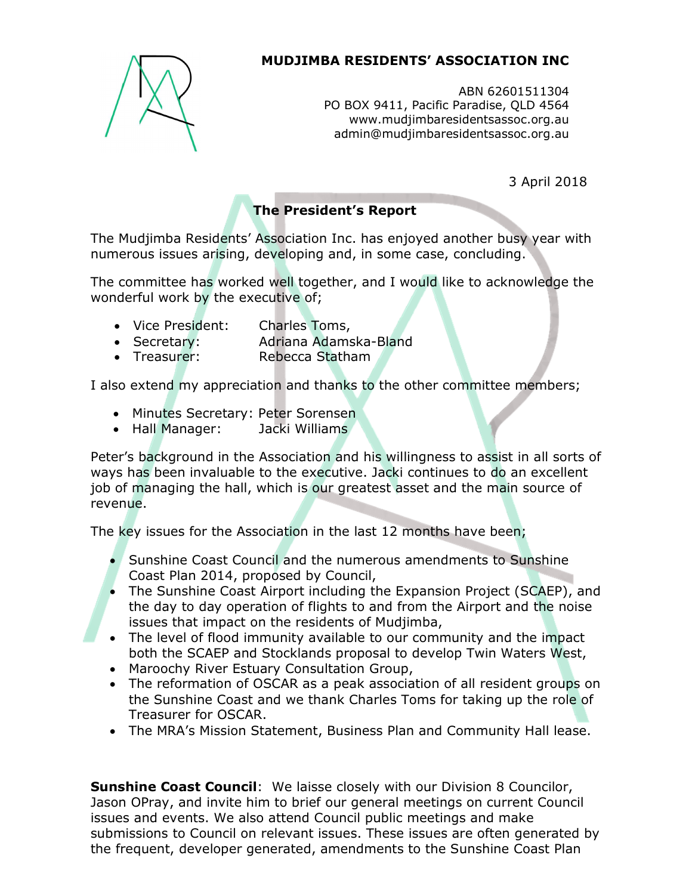**MUDJIMBA RESIDENTS' ASSOCIATION INC**

ABN 62601511304
PO BOX 9411, Pacific Paradise, QLD 4564
www.mudjimbaresidentsassoc.org.au
admin@mudjimbaresidentsassoc.org.au

3 April 2018

## The President's Report

The Mudjimba Residents' Association Inc. has enjoyed another busy year with numerous issues arising, developing and, in some case, concluding.

The committee has worked well together, and I would like to acknowledge the wonderful work by the executive of;

- Vice President: Charles Toms,
- Secretary: Adriana Adamska-Bland
- Treasurer: Rebecca Statham

I also extend my appreciation and thanks to the other committee members;

- Minutes Secretary: Peter Sorensen
- Hall Manager: Jacki Williams

Peter's background in the Association and his willingness to assist in all sorts of ways has been invaluable to the executive. Jacki continues to do an excellent job of managing the hall, which is our greatest asset and the main source of revenue.

The key issues for the Association in the last 12 months have been;

- Sunshine Coast Council and the numerous amendments to Sunshine Coast Plan 2014, proposed by Council,
- The Sunshine Coast Airport including the Expansion Project (SCAEP), and the day to day operation of flights to and from the Airport and the noise issues that impact on the residents of Mudjimba,
- The level of flood immunity available to our community and the impact both the SCAEP and Stocklands proposal to develop Twin Waters West,
- Maroochy River Estuary Consultation Group,
- The reformation of OSCAR as a peak association of all resident groups on the Sunshine Coast and we thank Charles Toms for taking up the role of Treasurer for OSCAR.
- The MRA's Mission Statement, Business Plan and Community Hall lease.

**Sunshine Coast Council**: We laisse closely with our Division 8 Councilor, Jason OPray, and invite him to brief our general meetings on current Council issues and events. We also attend Council public meetings and make submissions to Council on relevant issues. These issues are often generated by the frequent, developer generated, amendments to the Sunshine Coast Plan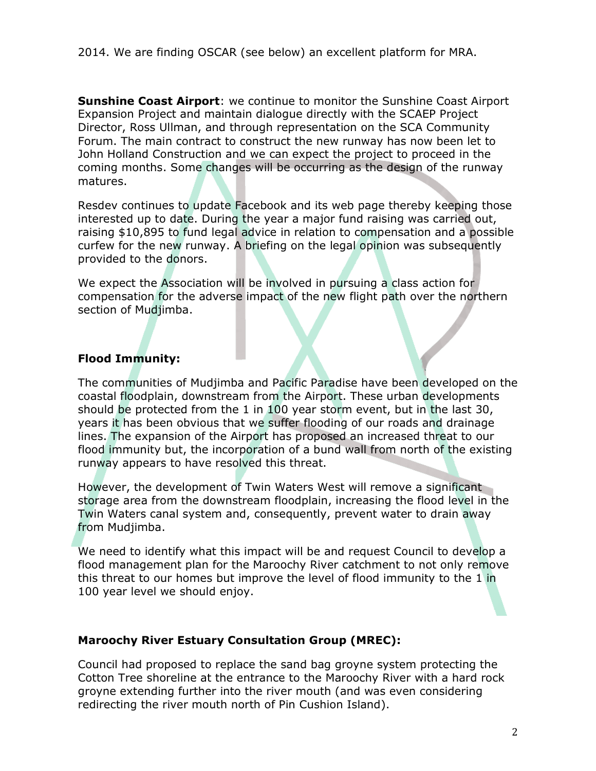2014. We are finding OSCAR (see below) an excellent platform for MRA.

**Sunshine Coast Airport**: we continue to monitor the Sunshine Coast Airport Expansion Project and maintain dialogue directly with the SCAEP Project Director, Ross Ullman, and through representation on the SCA Community Forum. The main contract to construct the new runway has now been let to John Holland Construction and we can expect the project to proceed in the coming months. Some changes will be occurring as the design of the runway matures.

Resdev continues to update Facebook and its web page thereby keeping those interested up to date. During the year a major fund raising was carried out, raising $10,895 to fund legal advice in relation to compensation and a possible curfew for the new runway. A briefing on the legal opinion was subsequently provided to the donors.

We expect the Association will be involved in pursuing a class action for compensation for the adverse impact of the new flight path over the northern section of Mudjimba.

**Flood Immunity:**

The communities of Mudjimba and Pacific Paradise have been developed on the coastal floodplain, downstream from the Airport. These urban developments should be protected from the 1 in 100 year storm event, but in the last 30, years it has been obvious that we suffer flooding of our roads and drainage lines. The expansion of the Airport has proposed an increased threat to our flood immunity but, the incorporation of a bund wall from north of the existing runway appears to have resolved this threat.

However, the development of Twin Waters West will remove a significant storage area from the downstream floodplain, increasing the flood level in the Twin Waters canal system and, consequently, prevent water to drain away from Mudjimba.

We need to identify what this impact will be and request Council to develop a flood management plan for the Maroochy River catchment to not only remove this threat to our homes but improve the level of flood immunity to the 1 in 100 year level we should enjoy.

**Maroochy River Estuary Consultation Group (MREC):**

Council had proposed to replace the sand bag groyne system protecting the Cotton Tree shoreline at the entrance to the Maroochy River with a hard rock groyne extending further into the river mouth (and was even considering redirecting the river mouth north of Pin Cushion Island).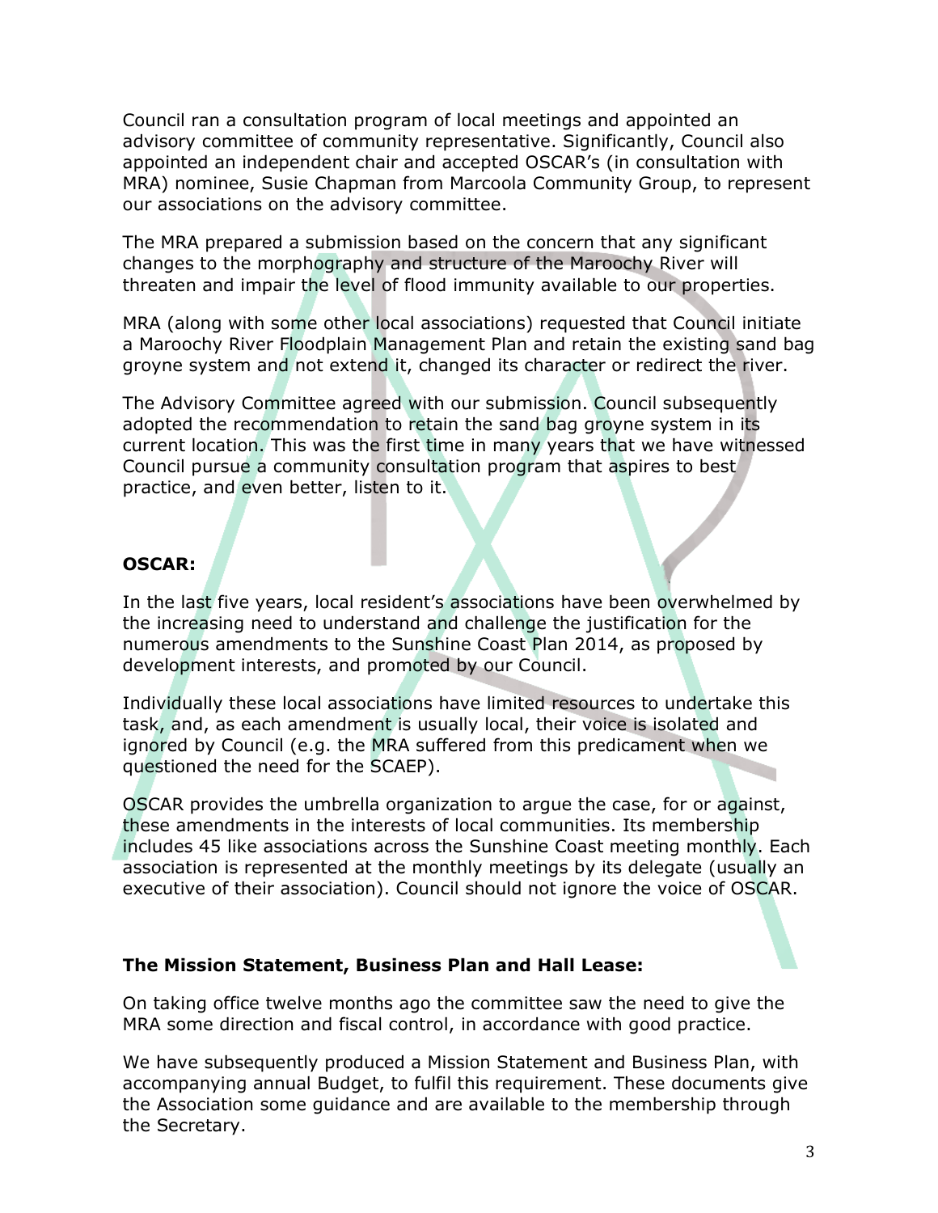Council ran a consultation program of local meetings and appointed an advisory committee of community representative. Significantly, Council also appointed an independent chair and accepted OSCAR's (in consultation with MRA) nominee, Susie Chapman from Marcoola Community Group, to represent our associations on the advisory committee.

The MRA prepared a submission based on the concern that any significant changes to the morphography and structure of the Maroochy River will threaten and impair the level of flood immunity available to our properties.

MRA (along with some other local associations) requested that Council initiate a Maroochy River Floodplain Management Plan and retain the existing sand bag groyne system and not extend it, changed its character or redirect the river.

The Advisory Committee agreed with our submission. Council subsequently adopted the recommendation to retain the sand bag groyne system in its current location. This was the first time in many years that we have witnessed Council pursue a community consultation program that aspires to best practice, and even better, listen to it.

**OSCAR:**

In the last five years, local resident's associations have been overwhelmed by the increasing need to understand and challenge the justification for the numerous amendments to the Sunshine Coast Plan 2014, as proposed by development interests, and promoted by our Council.

Individually these local associations have limited resources to undertake this task, and, as each amendment is usually local, their voice is isolated and ignored by Council (e.g. the MRA suffered from this predicament when we questioned the need for the SCAEP).

OSCAR provides the umbrella organization to argue the case, for or against, these amendments in the interests of local communities. Its membership includes 45 like associations across the Sunshine Coast meeting monthly. Each association is represented at the monthly meetings by its delegate (usually an executive of their association). Council should not ignore the voice of OSCAR.

**The Mission Statement, Business Plan and Hall Lease:**

On taking office twelve months ago the committee saw the need to give the MRA some direction and fiscal control, in accordance with good practice.

We have subsequently produced a Mission Statement and Business Plan, with accompanying annual Budget, to fulfil this requirement. These documents give the Association some guidance and are available to the membership through the Secretary.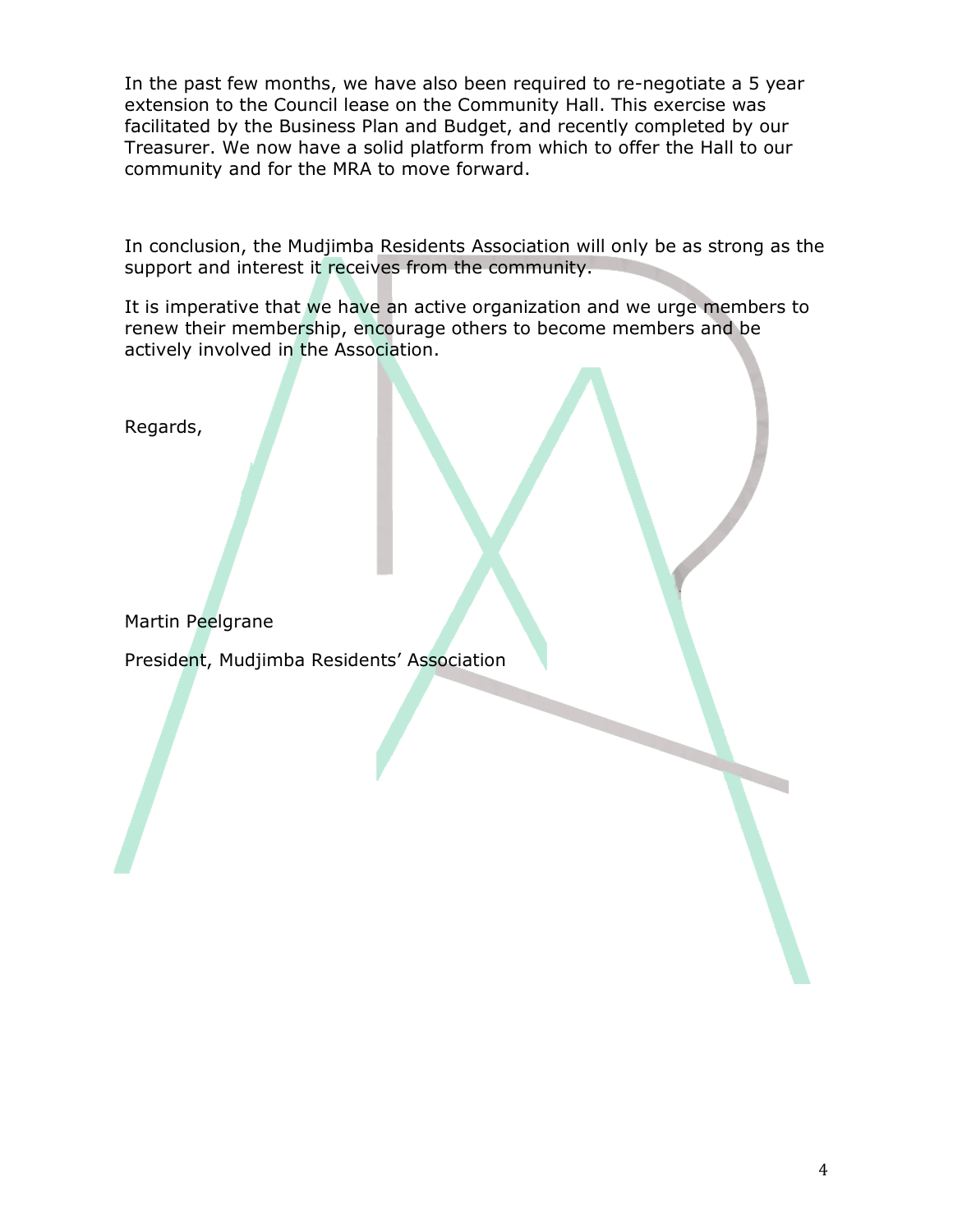In the past few months, we have also been required to re-negotiate a 5 year extension to the Council lease on the Community Hall. This exercise was facilitated by the Business Plan and Budget, and recently completed by our Treasurer. We now have a solid platform from which to offer the Hall to our community and for the MRA to move forward.

In conclusion, the Mudjimba Residents Association will only be as strong as the support and interest it receives from the community.

It is imperative that we have an active organization and we urge members to renew their membership, encourage others to become members and be actively involved in the Association.

Regards,

Martin Peelgrane

President, Mudjimba Residents' Association